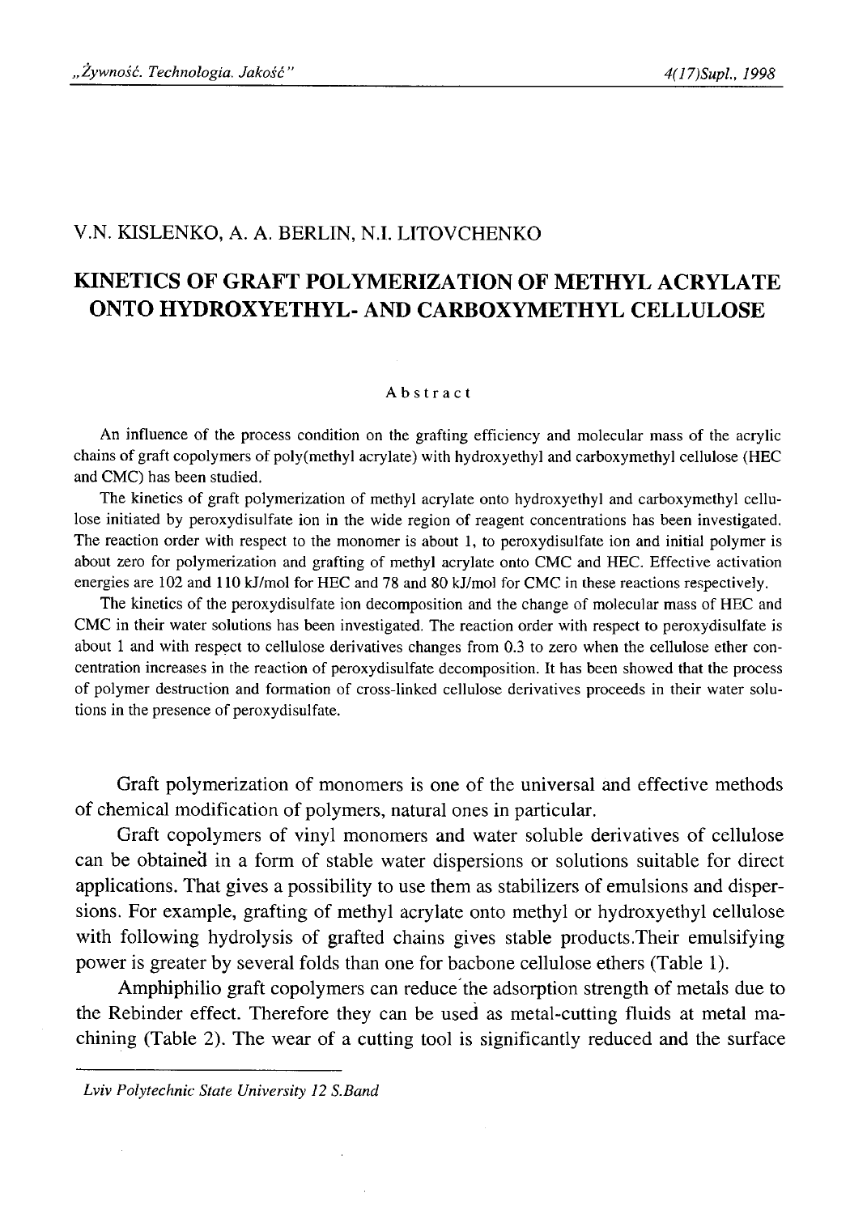V.N. KISLENKO, A. A. BERLIN, N.I. LITOVCHENKO

# KINETICS OF GRAFT POLYMERIZATION OF METHYL ACRYLATE ONTO HYDROXYETHYL- AND CARBOXYMETHYL CELLULOSE

### Abstract

An influence of the process condition on the grafting efficiency and molecular mass of the acrylic chains of graft copolymers of poly(methyl acrylate) with hydroxyethyl and carboxymethyl cellulose (HEC and CMC) has been studied.

The kinetics of graft polymerization of methyl acrylate onto hydroxyethyl and carboxymethyl cellulose initiated by peroxydisulfate ion in the wide region of reagent concentrations has been investigated. The reaction order with respect to the monomer is about 1, to peroxydisulfate ion and initial polymer is about zero for polymerization and grafting of methyl acrylate onto CMC and HEC. Effective activation energies are 102 and 110 kJ/mol for HEC and 78 and 80 kJ/mol for CMC in these reactions respectively.

The kinetics of the peroxydisulfate ion decomposition and the change of molecular mass of HEC and CMC in their water solutions has been investigated. The reaction order with respect to peroxydisulfate is about 1 and with respect to cellulose derivatives changes from 0.3 to zero when the cellulose ether concentration increases in the reaction of peroxydisulfate decomposition. It has been showed that the process of polymer destruction and formation of cross-linked cellulose derivatives proceeds in their water solutions in the presence of peroxydisulfate.

Graft polymerization of monomers is one of the universal and effective methods of chemical modification of polymers, natural ones in particular.

Graft copolymers of vinyl monomers and water soluble derivatives of cellulose can be obtained in a form of stable water dispersions or solutions suitable for direct applications. That gives a possibility to use them as stabilizers of emulsions and dispersions. For example, grafting of methyl acrylate onto methyl or hydroxyethyl cellulose with following hydrolysis of grafted chains gives stable products.Their emulsifying power is greater by several folds than one for bacbone cellulose ethers (Table 1).

Amphiphilio graft copolymers can reduce the adsorption strength of metals due to the Rebinder effect. Therefore they can be used as metal-cutting fluids at metal machining (Table 2). The wear of a cutting tool is significantly reduced and the surface

*Lviv Polytechnic State University 12 S.Band*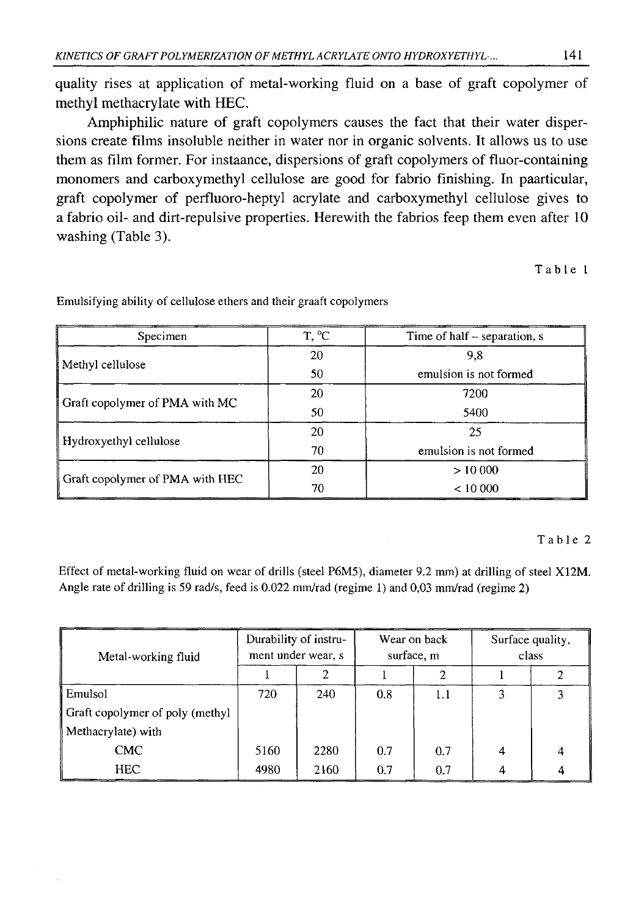quality rises at application of metal-working fluid on a base of graft copolymer of methyl methacrylate with HEC.

Amphiphilic nature of graft copolymers causes the fact that their water dispersions create films insoluble neither in water nor in organic solvents. It allows us to use them as film former. For instaance, dispersions of graft copolymers of fluor-containing monomers and carboxymethyl cellulose are good for fabrio finishing. In paarticular, graft copolymer of perfluoro-heptyl acrylate and carboxymethyl cellulose gives to a fabrio oil- and dirt-repulsive properties. Herewith the fabrios feep them even after 10 washing (Table 3).

Table 1

Emulsifying ability of cellulose ethers and their graaft copolymers

| Specimen | T, °C | Time of half – separation, s |
|---|---|---|
| Methyl cellulose | 20 | 9,8 |
| | 50 | emulsion is not formed |
| Graft copolymer of PMA with MC | 20 | 7200 |
| | 50 | 5400 |
| Hydroxyethyl cellulose | 20 | 25 |
| | 70 | emulsion is not formed |
| Graft copolymer of PMA with HEC | 20 | > 10 000 |
| | 70 | < 10 000 |

Table 2

Effect of metal-working fluid on wear of drills (steel P6M5), diameter 9.2 mm) at drilling of steel X12M. Angle rate of drilling is 59 rad/s, feed is 0.022 mm/rad (regime 1) and 0,03 mm/rad (regime 2)

| Metal-working fluid | Durability of instrument under wear, s | | Wear on back surface, m | | Surface quality, class | |
|---|---|---|---|---|---|---|
| | 1 | 2 | 1 | 2 | 1 | 2 |
| Emulsol | 720 | 240 | 0.8 | 1.1 | 3 | 3 |
| Graft copolymer of poly (methyl Methacrylate) with | | | | | | |
| CMC | 5160 | 2280 | 0.7 | 0.7 | 4 | 4 |
| HEC | 4980 | 2160 | 0.7 | 0.7 | 4 | 4 |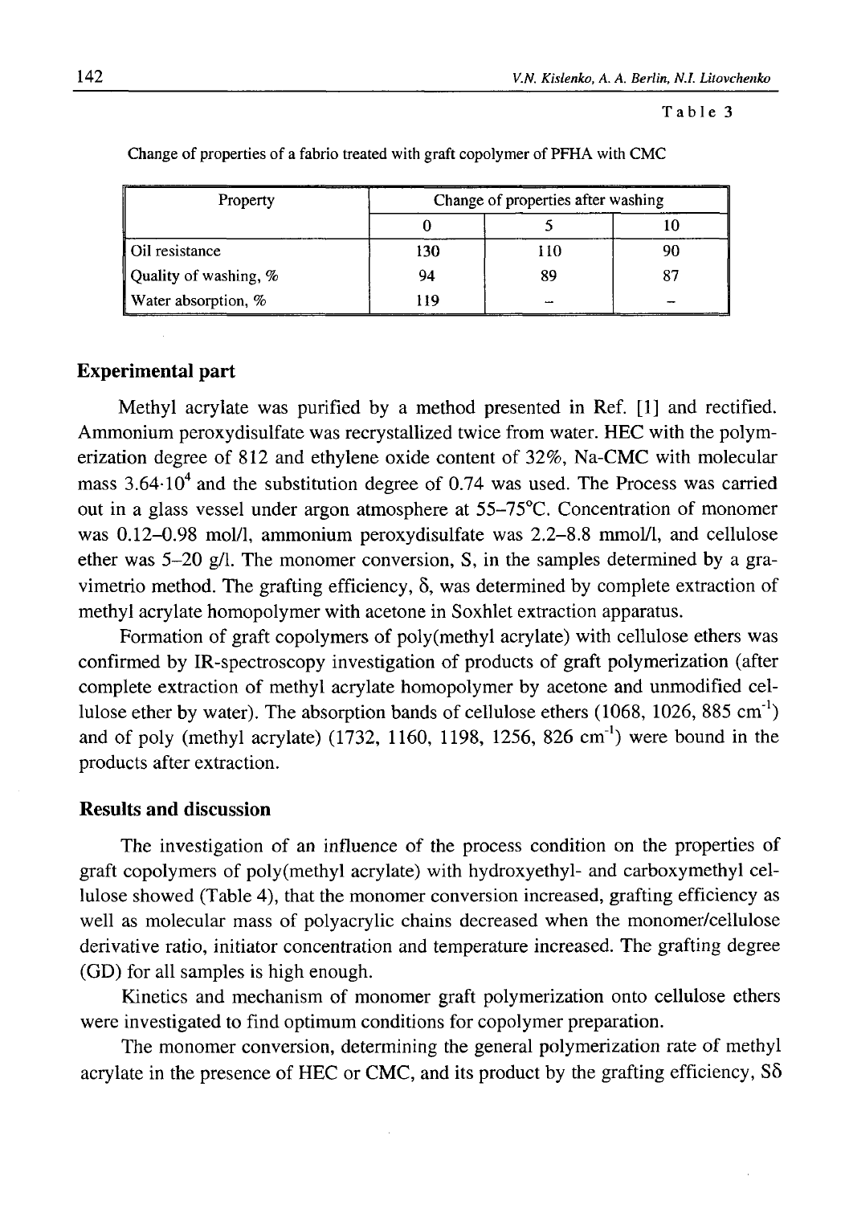Table 3

Change of properties of a fabrio treated with graft copolymer of PFHA with CMC

| Property | Change of properties after washing | | |
|---|---|---|---|
| | 0 | 5 | 10 |
| Oil resistance | 130 | 110 | 90 |
| Quality of washing, % | 94 | 89 | 87 |
| Water absorption, % | 119 | – | – |

## Experimental part

Methyl acrylate was purified by a method presented in Ref. [1] and rectified. Ammonium peroxydisulfate was recrystallized twice from water. HEC with the polymerization degree of 812 and ethylene oxide content of 32%, Na-CMC with molecular mass $3.64 \cdot 10^4$ and the substitution degree of 0.74 was used. The Process was carried out in a glass vessel under argon atmosphere at 55–75°C. Concentration of monomer was 0.12–0.98 mol/l, ammonium peroxydisulfate was 2.2–8.8 mmol/l, and cellulose ether was 5–20 g/l. The monomer conversion, S, in the samples determined by a gravimetrio method. The grafting efficiency, $\delta$, was determined by complete extraction of methyl acrylate homopolymer with acetone in Soxhlet extraction apparatus.

Formation of graft copolymers of poly(methyl acrylate) with cellulose ethers was confirmed by IR-spectroscopy investigation of products of graft polymerization (after complete extraction of methyl acrylate homopolymer by acetone and unmodified cellulose ether by water). The absorption bands of cellulose ethers (1068, 1026, 885 $cm^{-1}$) and of poly (methyl acrylate) (1732, 1160, 1198, 1256, 826 $cm^{-1}$) were bound in the products after extraction.

## Results and discussion

The investigation of an influence of the process condition on the properties of graft copolymers of poly(methyl acrylate) with hydroxyethyl- and carboxymethyl cellulose showed (Table 4), that the monomer conversion increased, grafting efficiency as well as molecular mass of polyacrylic chains decreased when the monomer/cellulose derivative ratio, initiator concentration and temperature increased. The grafting degree (GD) for all samples is high enough.

Kinetics and mechanism of monomer graft polymerization onto cellulose ethers were investigated to find optimum conditions for copolymer preparation.

The monomer conversion, determining the general polymerization rate of methyl acrylate in the presence of HEC or CMC, and its product by the grafting efficiency, $S\delta$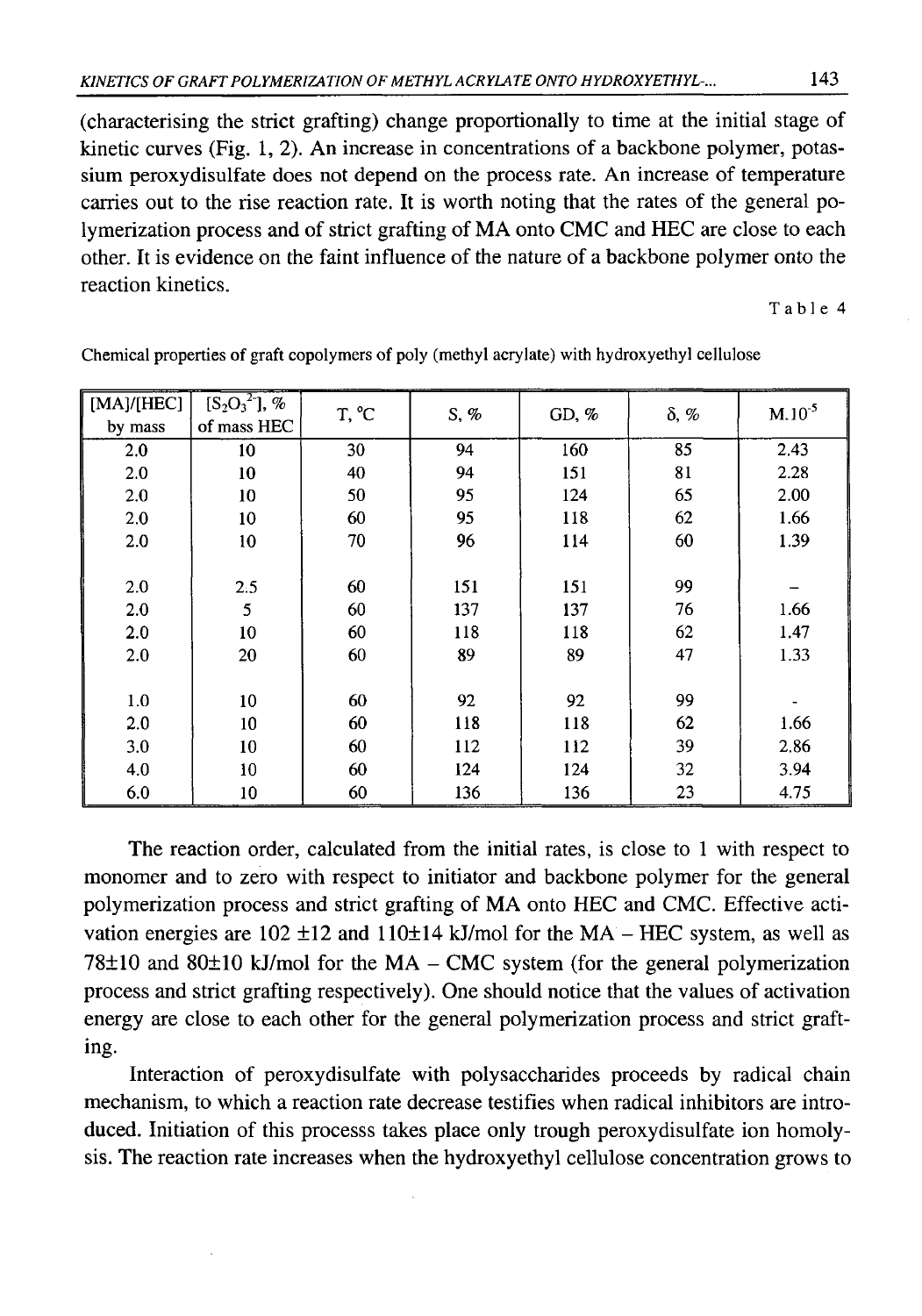(characterising the strict grafting) change proportionally to time at the initial stage of kinetic curves (Fig. 1, 2). An increase in concentrations of a backbone polymer, potassium peroxydisulfate does not depend on the process rate. An increase of temperature carries out to the rise reaction rate. It is worth noting that the rates of the general polymerization process and of strict grafting of MA onto CMC and HEC are close to each other. It is evidence on the faint influence of the nature of a backbone polymer onto the reaction kinetics.

Table 4

Chemical properties of graft copolymers of poly (methyl acrylate) with hydroxyethyl cellulose

| [MA]/[HEC] by mass | $[S_2O_3^{2-}]$, % of mass HEC | T, °C | S, % | GD, % | δ, % | M.$10^{-5}$ |
|---|---|---|---|---|---|---|
| 2.0 | 10 | 30 | 94 | 160 | 85 | 2.43 |
| 2.0 | 10 | 40 | 94 | 151 | 81 | 2.28 |
| 2.0 | 10 | 50 | 95 | 124 | 65 | 2.00 |
| 2.0 | 10 | 60 | 95 | 118 | 62 | 1.66 |
| 2.0 | 10 | 70 | 96 | 114 | 60 | 1.39 |
| 2.0 | 2.5 | 60 | 151 | 151 | 99 | – |
| 2.0 | 5 | 60 | 137 | 137 | 76 | 1.66 |
| 2.0 | 10 | 60 | 118 | 118 | 62 | 1.47 |
| 2.0 | 20 | 60 | 89 | 89 | 47 | 1.33 |
| 1.0 | 10 | 60 | 92 | 92 | 99 | - |
| 2.0 | 10 | 60 | 118 | 118 | 62 | 1.66 |
| 3.0 | 10 | 60 | 112 | 112 | 39 | 2.86 |
| 4.0 | 10 | 60 | 124 | 124 | 32 | 3.94 |
| 6.0 | 10 | 60 | 136 | 136 | 23 | 4.75 |

The reaction order, calculated from the initial rates, is close to 1 with respect to monomer and to zero with respect to initiator and backbone polymer for the general polymerization process and strict grafting of MA onto HEC and CMC. Effective activation energies are 102 ±12 and 110±14 kJ/mol for the MA – HEC system, as well as 78±10 and 80±10 kJ/mol for the MA – CMC system (for the general polymerization process and strict grafting respectively). One should notice that the values of activation energy are close to each other for the general polymerization process and strict grafting.

Interaction of peroxydisulfate with polysaccharides proceeds by radical chain mechanism, to which a reaction rate decrease testifies when radical inhibitors are introduced. Initiation of this processs takes place only trough peroxydisulfate ion homolysis. The reaction rate increases when the hydroxyethyl cellulose concentration grows to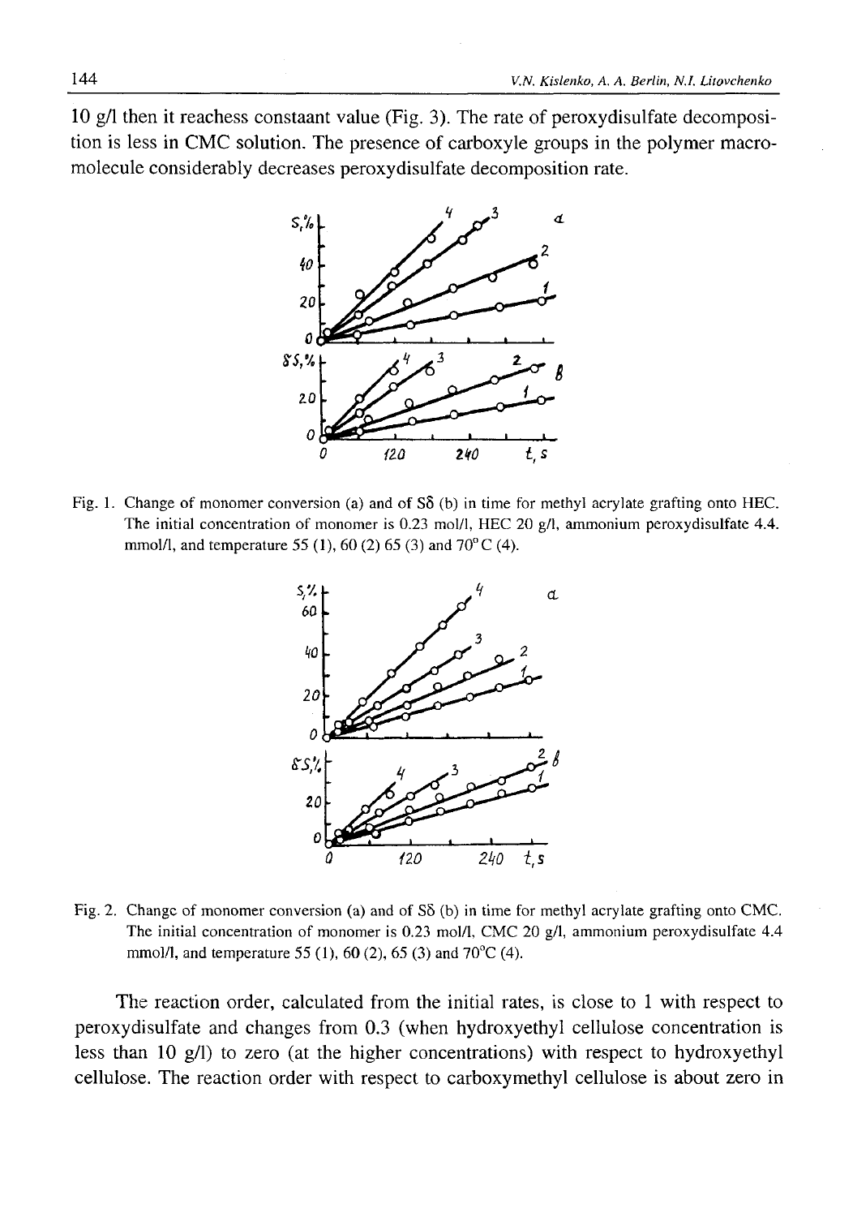10 g/l then it reachess constaant value (Fig. 3). The rate of peroxydisulfate decomposition is less in CMC solution. The presence of carboxyle groups in the polymer macromolecule considerably decreases peroxydisulfate decomposition rate.

Fig. 1. Change of monomer conversion (a) and of Sδ (b) in time for methyl acrylate grafting onto HEC. The initial concentration of monomer is 0.23 mol/l, HEC 20 g/l, ammonium peroxydisulfate 4.4. mmol/l, and temperature 55 (1), 60 (2) 65 (3) and 70°C (4).

Fig. 2. Change of monomer conversion (a) and of Sδ (b) in time for methyl acrylate grafting onto CMC. The initial concentration of monomer is 0.23 mol/l, CMC 20 g/l, ammonium peroxydisulfate 4.4 mmol/l, and temperature 55 (1), 60 (2), 65 (3) and 70°C (4).

The reaction order, calculated from the initial rates, is close to 1 with respect to peroxydisulfate and changes from 0.3 (when hydroxyethyl cellulose concentration is less than 10 g/l) to zero (at the higher concentrations) with respect to hydroxyethyl cellulose. The reaction order with respect to carboxymethyl cellulose is about zero in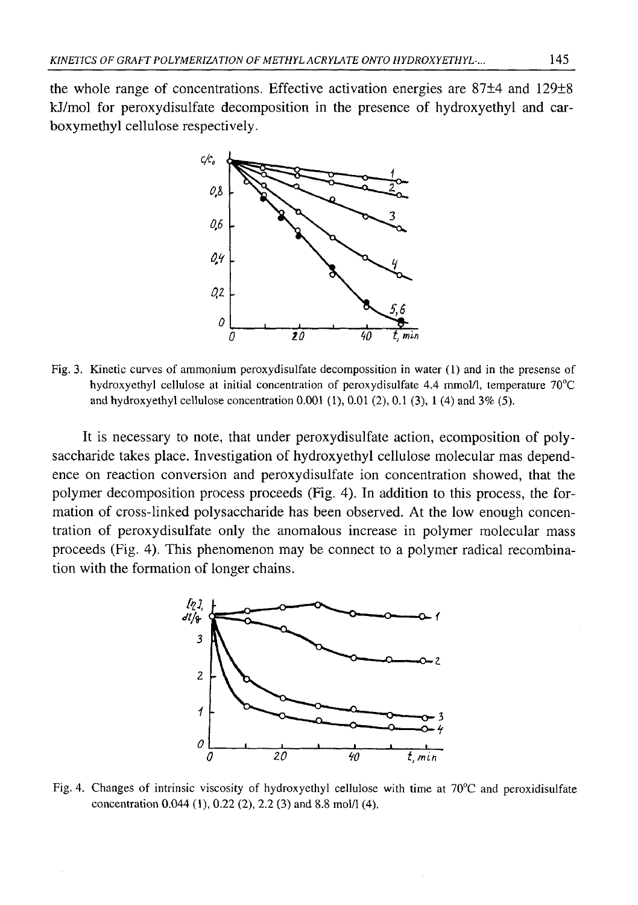the whole range of concentrations. Effective activation energies are 87±4 and 129±8 kJ/mol for peroxydisulfate decomposition in the presence of hydroxyethyl and carboxymethyl cellulose respectively.

Fig. 3. Kinetic curves of ammonium peroxydisulfate decompossition in water (1) and in the presense of hydroxyethyl cellulose at initial concentration of peroxydisulfate 4.4 mmol/l, temperature 70°C and hydroxyethyl cellulose concentration 0.001 (1), 0.01 (2), 0.1 (3), 1 (4) and 3% (5).

It is necessary to note, that under peroxydisulfate action, ecomposition of polysaccharide takes place. Investigation of hydroxyethyl cellulose molecular mas dependence on reaction conversion and peroxydisulfate ion concentration showed, that the polymer decomposition process proceeds (Fig. 4). In addition to this process, the formation of cross-linked polysaccharide has been observed. At the low enough concentration of peroxydisulfate only the anomalous increase in polymer molecular mass proceeds (Fig. 4). This phenomenon may be connect to a polymer radical recombination with the formation of longer chains.

Fig. 4. Changes of intrinsic viscosity of hydroxyethyl cellulose with time at 70°C and peroxidisulfate concentration 0.044 (1), 0.22 (2), 2.2 (3) and 8.8 mol/l (4).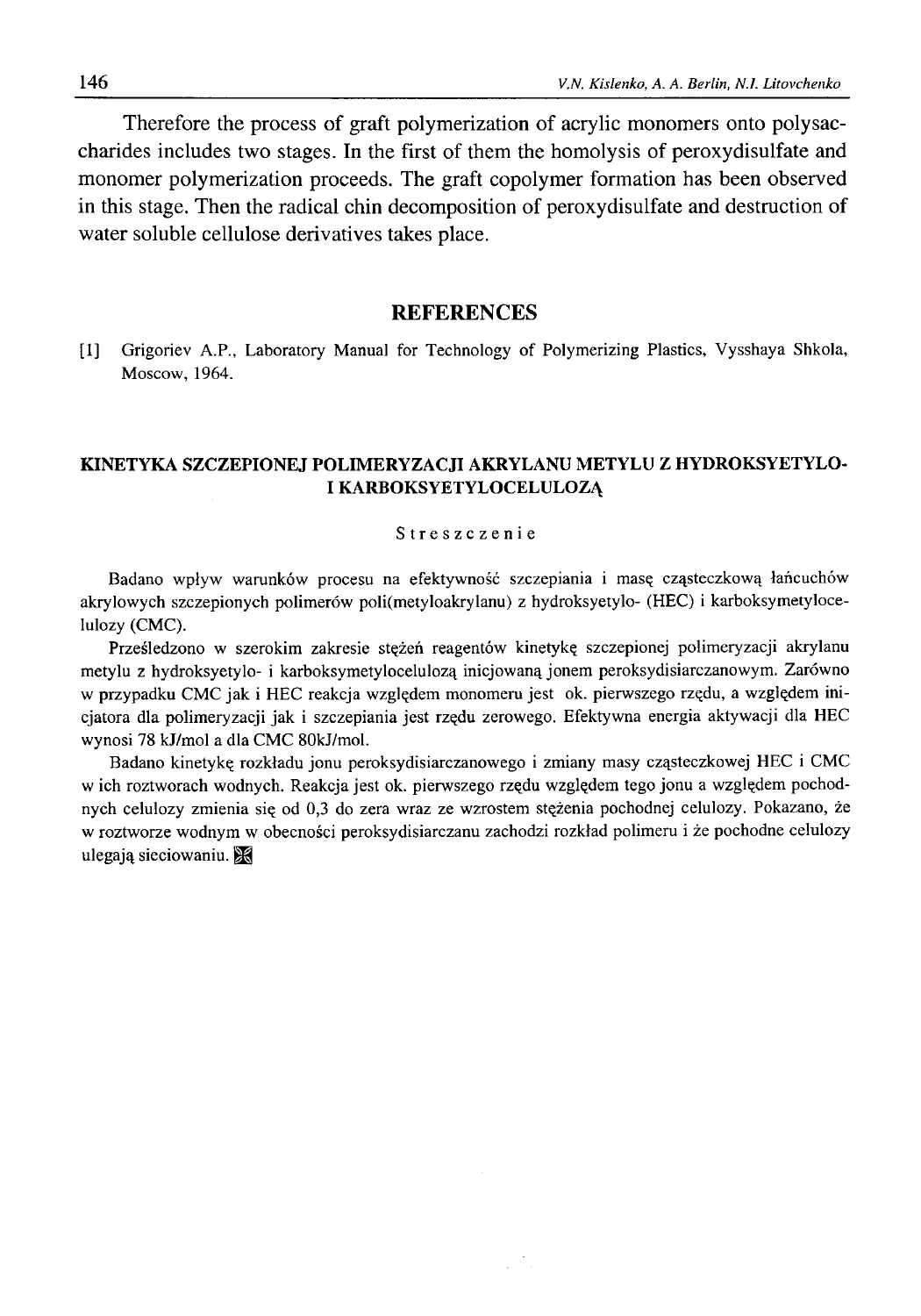Therefore the process of graft polymerization of acrylic monomers onto polysaccharides includes two stages. In the first of them the homolysis of peroxydisulfate and monomer polymerization proceeds. The graft copolymer formation has been observed in this stage. Then the radical chin decomposition of peroxydisulfate and destruction of water soluble cellulose derivatives takes place.

## REFERENCES

[1] Grigoriev A.P., Laboratory Manual for Technology of Polymerizing Plastics, Vysshaya Shkola, Moscow, 1964.

## KINETYKA SZCZEPIONEJ POLIMERYZACJI AKRYLANU METYLU Z HYDROKSYETYLO- I KARBOKSYETYLOCELULOZĄ

Streszczenie

Badano wpływ warunków procesu na efektywność szczepiania i masę cząsteczkową łańcuchów akrylowych szczepionych polimerów poli(metyloakrylanu) z hydroksyetylo- (HEC) i karboksymetylocelulozy (CMC).

Prześledzono w szerokim zakresie stężeń reagentów kinetykę szczepionej polimeryzacji akrylanu metylu z hydroksyetylo- i karboksymetylocelulozą inicjowaną jonem peroksydisiarczanowym. Zarówno w przypadku CMC jak i HEC reakcja względem monomeru jest ok. pierwszego rzędu, a względem inicjatora dla polimeryzacji jak i szczepiania jest rzędu zerowego. Efektywna energia aktywacji dla HEC wynosi 78 kJ/mol a dla CMC 80kJ/mol.

Badano kinetykę rozkładu jonu peroksydisiarczanowego i zmiany masy cząsteczkowej HEC i CMC w ich roztworach wodnych. Reakcja jest ok. pierwszego rzędu względem tego jonu a względem pochodnych celulozy zmienia się od 0,3 do zera wraz ze wzrostem stężenia pochodnej celulozy. Pokazano, że w roztworze wodnym w obecności peroksydisiarczanu zachodzi rozkład polimeru i że pochodne celulozy ulegają sieciowaniu.